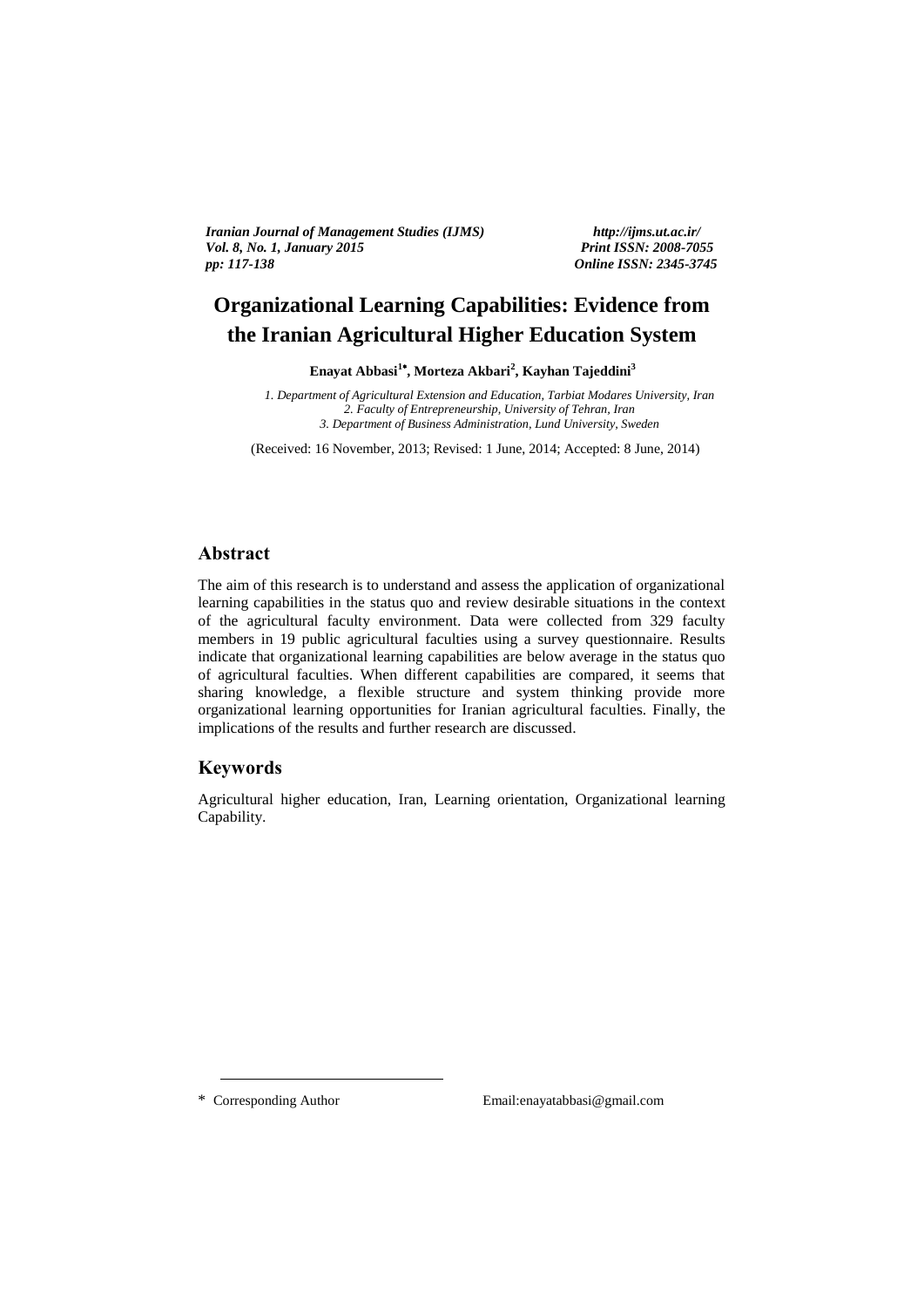# Organizational Learning Capabilities: Evidence from the Iranian Agricultural Higher Education System

**Enayat Abbasi[1*], Morteza Akbari[2], Kayhan Tajeddini[3]**

*1. Department of Agricultural Extension and Education, Tarbiat Modares University, Iran*
*2. Faculty of Entrepreneurship, University of Tehran, Iran*
*3. Department of Business Administration, Lund University, Sweden*

(Received: 16 November, 2013; Revised: 1 June, 2014; Accepted: 8 June, 2014)

## Abstract

The aim of this research is to understand and assess the application of organizational learning capabilities in the status quo and review desirable situations in the context of the agricultural faculty environment. Data were collected from 329 faculty members in 19 public agricultural faculties using a survey questionnaire. Results indicate that organizational learning capabilities are below average in the status quo of agricultural faculties. When different capabilities are compared, it seems that sharing knowledge, a flexible structure and system thinking provide more organizational learning opportunities for Iranian agricultural faculties. Finally, the implications of the results and further research are discussed.

## Keywords

Agricultural higher education, Iran, Learning orientation, Organizational learning Capability.

---

\* Corresponding Author Email:enayatabbasi@gmail.com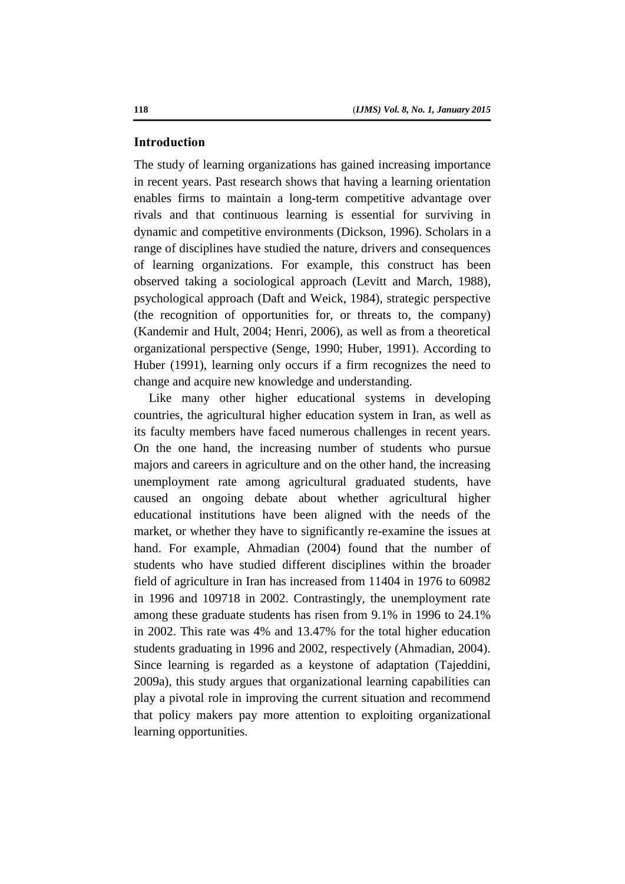## Introduction

The study of learning organizations has gained increasing importance in recent years. Past research shows that having a learning orientation enables firms to maintain a long-term competitive advantage over rivals and that continuous learning is essential for surviving in dynamic and competitive environments (Dickson, 1996). Scholars in a range of disciplines have studied the nature, drivers and consequences of learning organizations. For example, this construct has been observed taking a sociological approach (Levitt and March, 1988), psychological approach (Daft and Weick, 1984), strategic perspective (the recognition of opportunities for, or threats to, the company) (Kandemir and Hult, 2004; Henri, 2006), as well as from a theoretical organizational perspective (Senge, 1990; Huber, 1991). According to Huber (1991), learning only occurs if a firm recognizes the need to change and acquire new knowledge and understanding.

Like many other higher educational systems in developing countries, the agricultural higher education system in Iran, as well as its faculty members have faced numerous challenges in recent years. On the one hand, the increasing number of students who pursue majors and careers in agriculture and on the other hand, the increasing unemployment rate among agricultural graduated students, have caused an ongoing debate about whether agricultural higher educational institutions have been aligned with the needs of the market, or whether they have to significantly re-examine the issues at hand. For example, Ahmadian (2004) found that the number of students who have studied different disciplines within the broader field of agriculture in Iran has increased from 11404 in 1976 to 60982 in 1996 and 109718 in 2002. Contrastingly, the unemployment rate among these graduate students has risen from 9.1% in 1996 to 24.1% in 2002. This rate was 4% and 13.47% for the total higher education students graduating in 1996 and 2002, respectively (Ahmadian, 2004). Since learning is regarded as a keystone of adaptation (Tajeddini, 2009a), this study argues that organizational learning capabilities can play a pivotal role in improving the current situation and recommend that policy makers pay more attention to exploiting organizational learning opportunities.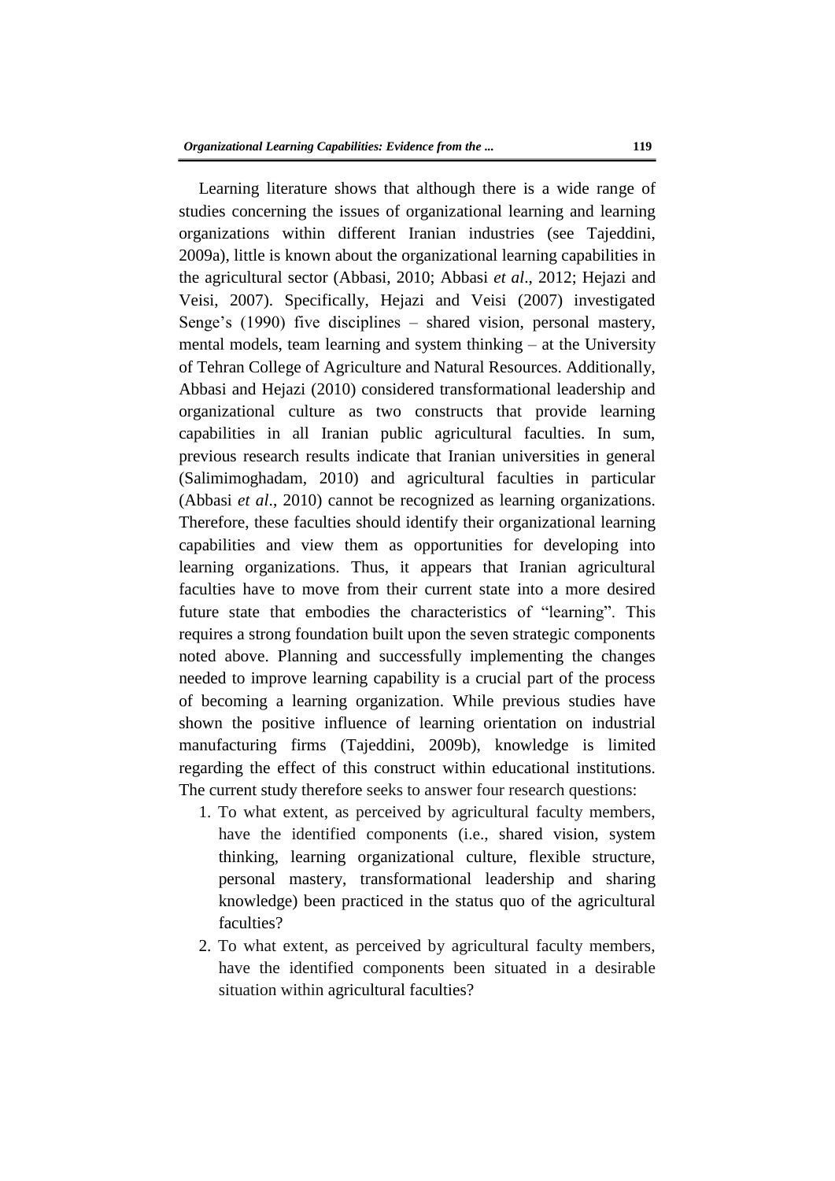Learning literature shows that although there is a wide range of studies concerning the issues of organizational learning and learning organizations within different Iranian industries (see Tajeddini, 2009a), little is known about the organizational learning capabilities in the agricultural sector (Abbasi, 2010; Abbasi *et al*., 2012; Hejazi and Veisi, 2007). Specifically, Hejazi and Veisi (2007) investigated Senge's (1990) five disciplines – shared vision, personal mastery, mental models, team learning and system thinking – at the University of Tehran College of Agriculture and Natural Resources. Additionally, Abbasi and Hejazi (2010) considered transformational leadership and organizational culture as two constructs that provide learning capabilities in all Iranian public agricultural faculties. In sum, previous research results indicate that Iranian universities in general (Salimimoghadam, 2010) and agricultural faculties in particular (Abbasi *et al*., 2010) cannot be recognized as learning organizations. Therefore, these faculties should identify their organizational learning capabilities and view them as opportunities for developing into learning organizations. Thus, it appears that Iranian agricultural faculties have to move from their current state into a more desired future state that embodies the characteristics of "learning". This requires a strong foundation built upon the seven strategic components noted above. Planning and successfully implementing the changes needed to improve learning capability is a crucial part of the process of becoming a learning organization. While previous studies have shown the positive influence of learning orientation on industrial manufacturing firms (Tajeddini, 2009b), knowledge is limited regarding the effect of this construct within educational institutions. The current study therefore seeks to answer four research questions:

1. To what extent, as perceived by agricultural faculty members, have the identified components (i.e., shared vision, system thinking, learning organizational culture, flexible structure, personal mastery, transformational leadership and sharing knowledge) been practiced in the status quo of the agricultural faculties?
2. To what extent, as perceived by agricultural faculty members, have the identified components been situated in a desirable situation within agricultural faculties?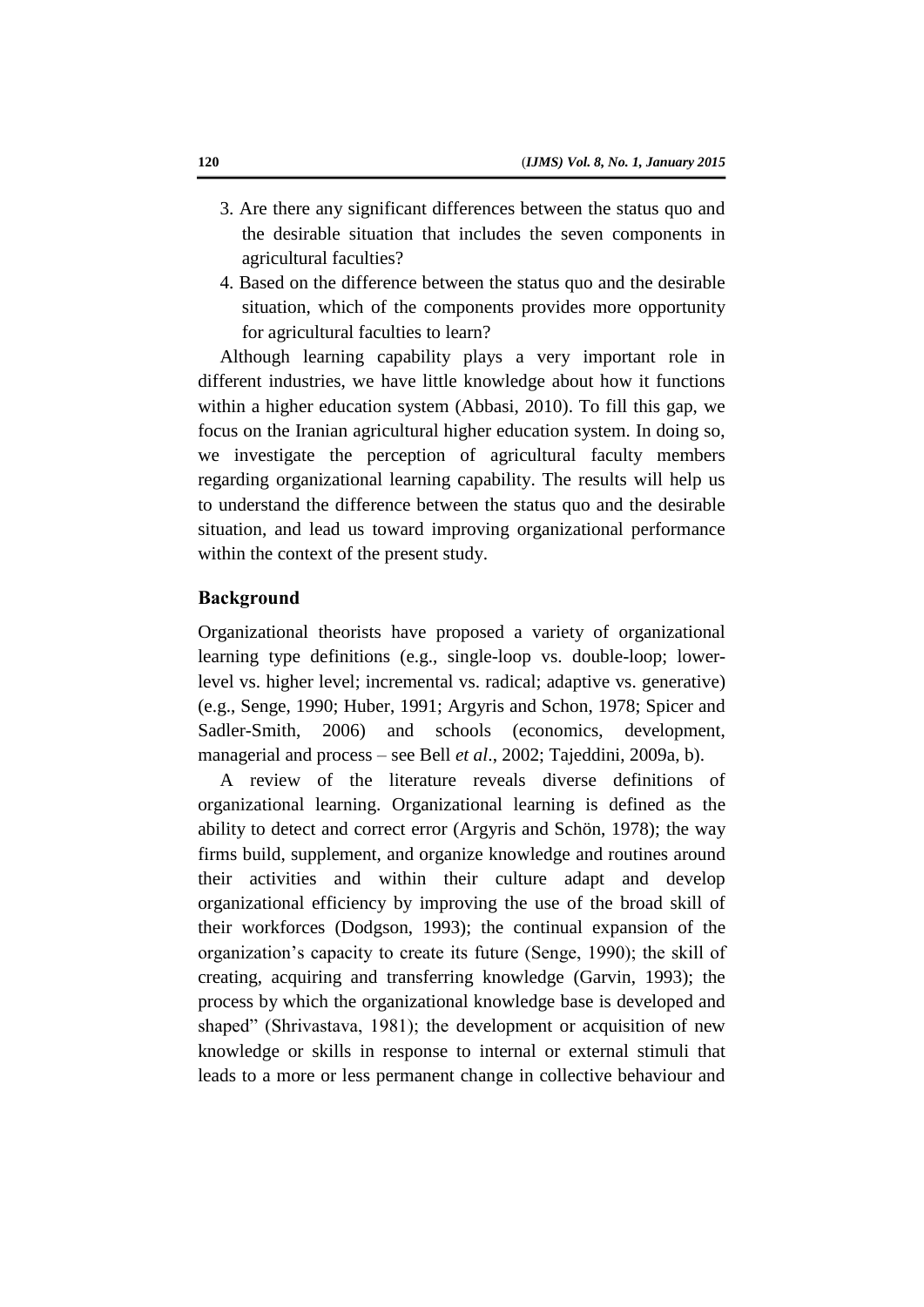3. Are there any significant differences between the status quo and the desirable situation that includes the seven components in agricultural faculties?
4. Based on the difference between the status quo and the desirable situation, which of the components provides more opportunity for agricultural faculties to learn?

Although learning capability plays a very important role in different industries, we have little knowledge about how it functions within a higher education system (Abbasi, 2010). To fill this gap, we focus on the Iranian agricultural higher education system. In doing so, we investigate the perception of agricultural faculty members regarding organizational learning capability. The results will help us to understand the difference between the status quo and the desirable situation, and lead us toward improving organizational performance within the context of the present study.

## Background

Organizational theorists have proposed a variety of organizational learning type definitions (e.g., single-loop vs. double-loop; lower-level vs. higher level; incremental vs. radical; adaptive vs. generative) (e.g., Senge, 1990; Huber, 1991; Argyris and Schon, 1978; Spicer and Sadler-Smith, 2006) and schools (economics, development, managerial and process – see Bell *et al*., 2002; Tajeddini, 2009a, b).

A review of the literature reveals diverse definitions of organizational learning. Organizational learning is defined as the ability to detect and correct error (Argyris and Schön, 1978); the way firms build, supplement, and organize knowledge and routines around their activities and within their culture adapt and develop organizational efficiency by improving the use of the broad skill of their workforces (Dodgson, 1993); the continual expansion of the organization's capacity to create its future (Senge, 1990); the skill of creating, acquiring and transferring knowledge (Garvin, 1993); the process by which the organizational knowledge base is developed and shaped" (Shrivastava, 1981); the development or acquisition of new knowledge or skills in response to internal or external stimuli that leads to a more or less permanent change in collective behaviour and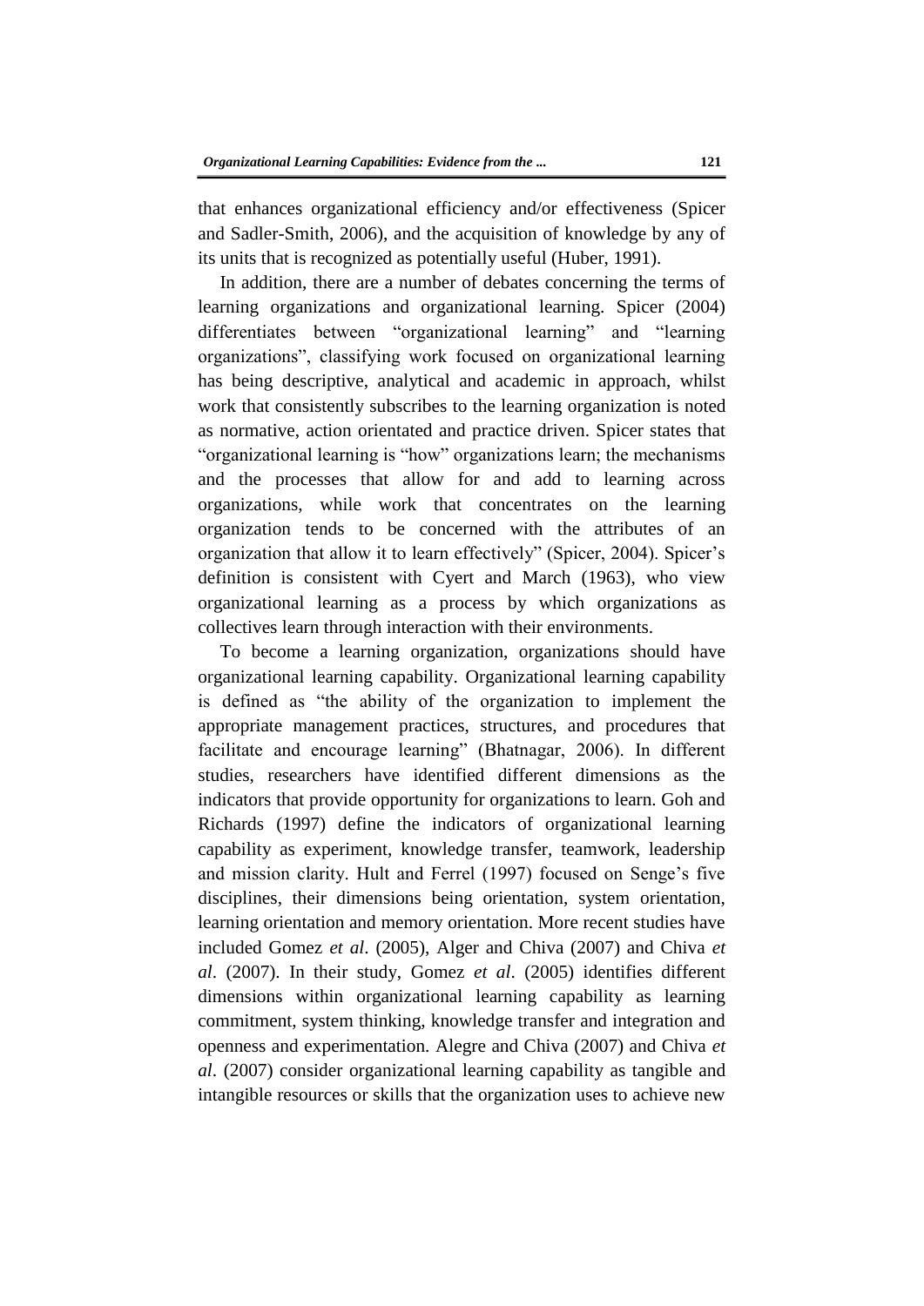that enhances organizational efficiency and/or effectiveness (Spicer and Sadler-Smith, 2006), and the acquisition of knowledge by any of its units that is recognized as potentially useful (Huber, 1991).

In addition, there are a number of debates concerning the terms of learning organizations and organizational learning. Spicer (2004) differentiates between "organizational learning" and "learning organizations", classifying work focused on organizational learning has being descriptive, analytical and academic in approach, whilst work that consistently subscribes to the learning organization is noted as normative, action orientated and practice driven. Spicer states that "organizational learning is "how" organizations learn; the mechanisms and the processes that allow for and add to learning across organizations, while work that concentrates on the learning organization tends to be concerned with the attributes of an organization that allow it to learn effectively" (Spicer, 2004). Spicer's definition is consistent with Cyert and March (1963), who view organizational learning as a process by which organizations as collectives learn through interaction with their environments.

To become a learning organization, organizations should have organizational learning capability. Organizational learning capability is defined as "the ability of the organization to implement the appropriate management practices, structures, and procedures that facilitate and encourage learning" (Bhatnagar, 2006). In different studies, researchers have identified different dimensions as the indicators that provide opportunity for organizations to learn. Goh and Richards (1997) define the indicators of organizational learning capability as experiment, knowledge transfer, teamwork, leadership and mission clarity. Hult and Ferrel (1997) focused on Senge's five disciplines, their dimensions being orientation, system orientation, learning orientation and memory orientation. More recent studies have included Gomez *et al*. (2005), Alger and Chiva (2007) and Chiva *et al*. (2007). In their study, Gomez *et al*. (2005) identifies different dimensions within organizational learning capability as learning commitment, system thinking, knowledge transfer and integration and openness and experimentation. Alegre and Chiva (2007) and Chiva *et al*. (2007) consider organizational learning capability as tangible and intangible resources or skills that the organization uses to achieve new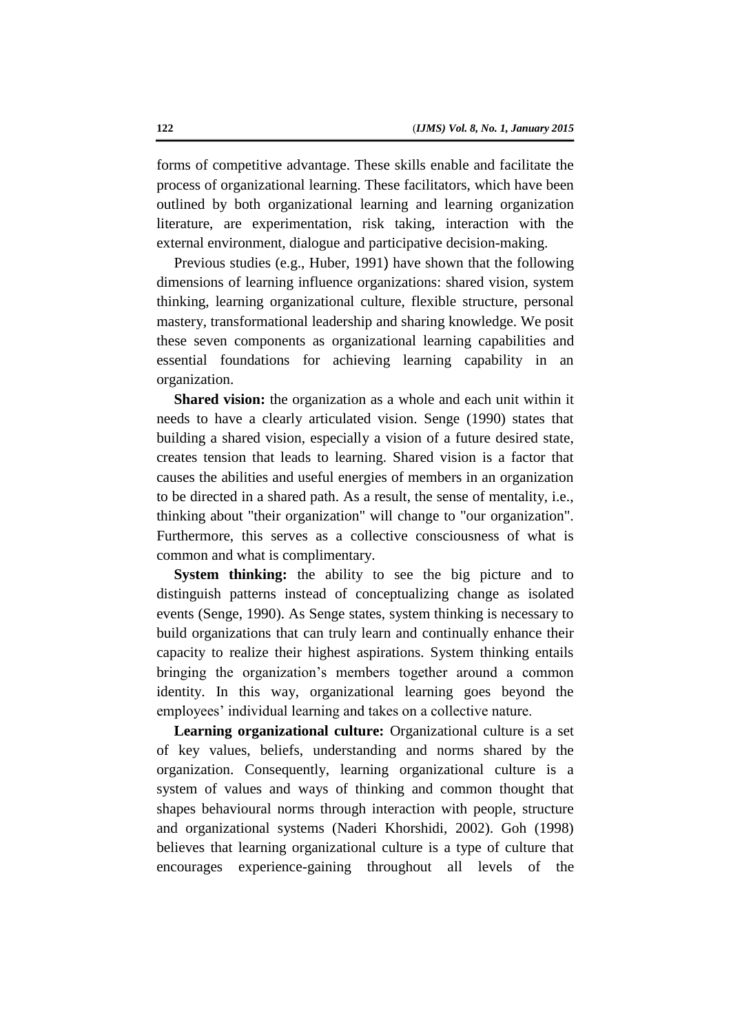forms of competitive advantage. These skills enable and facilitate the process of organizational learning. These facilitators, which have been outlined by both organizational learning and learning organization literature, are experimentation, risk taking, interaction with the external environment, dialogue and participative decision-making.

Previous studies (e.g., Huber, 1991) have shown that the following dimensions of learning influence organizations: shared vision, system thinking, learning organizational culture, flexible structure, personal mastery, transformational leadership and sharing knowledge. We posit these seven components as organizational learning capabilities and essential foundations for achieving learning capability in an organization.

**Shared vision:** the organization as a whole and each unit within it needs to have a clearly articulated vision. Senge (1990) states that building a shared vision, especially a vision of a future desired state, creates tension that leads to learning. Shared vision is a factor that causes the abilities and useful energies of members in an organization to be directed in a shared path. As a result, the sense of mentality, i.e., thinking about "their organization" will change to "our organization". Furthermore, this serves as a collective consciousness of what is common and what is complimentary.

**System thinking:** the ability to see the big picture and to distinguish patterns instead of conceptualizing change as isolated events (Senge, 1990). As Senge states, system thinking is necessary to build organizations that can truly learn and continually enhance their capacity to realize their highest aspirations. System thinking entails bringing the organization's members together around a common identity. In this way, organizational learning goes beyond the employees' individual learning and takes on a collective nature.

**Learning organizational culture:** Organizational culture is a set of key values, beliefs, understanding and norms shared by the organization. Consequently, learning organizational culture is a system of values and ways of thinking and common thought that shapes behavioural norms through interaction with people, structure and organizational systems (Naderi Khorshidi, 2002). Goh (1998) believes that learning organizational culture is a type of culture that encourages experience-gaining throughout all levels of the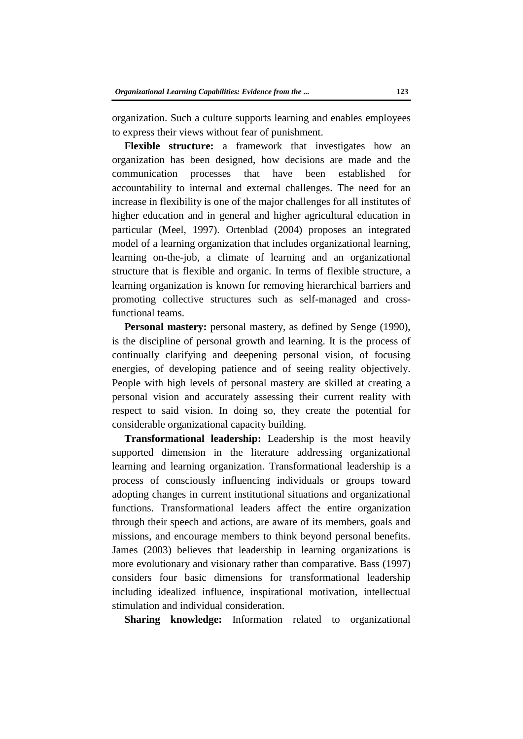organization. Such a culture supports learning and enables employees to express their views without fear of punishment.

**Flexible structure:** a framework that investigates how an organization has been designed, how decisions are made and the communication processes that have been established for accountability to internal and external challenges. The need for an increase in flexibility is one of the major challenges for all institutes of higher education and in general and higher agricultural education in particular (Meel, 1997). Ortenblad (2004) proposes an integrated model of a learning organization that includes organizational learning, learning on-the-job, a climate of learning and an organizational structure that is flexible and organic. In terms of flexible structure, a learning organization is known for removing hierarchical barriers and promoting collective structures such as self-managed and cross-functional teams.

**Personal mastery:** personal mastery, as defined by Senge (1990), is the discipline of personal growth and learning. It is the process of continually clarifying and deepening personal vision, of focusing energies, of developing patience and of seeing reality objectively. People with high levels of personal mastery are skilled at creating a personal vision and accurately assessing their current reality with respect to said vision. In doing so, they create the potential for considerable organizational capacity building.

**Transformational leadership:** Leadership is the most heavily supported dimension in the literature addressing organizational learning and learning organization. Transformational leadership is a process of consciously influencing individuals or groups toward adopting changes in current institutional situations and organizational functions. Transformational leaders affect the entire organization through their speech and actions, are aware of its members, goals and missions, and encourage members to think beyond personal benefits. James (2003) believes that leadership in learning organizations is more evolutionary and visionary rather than comparative. Bass (1997) considers four basic dimensions for transformational leadership including idealized influence, inspirational motivation, intellectual stimulation and individual consideration.

**Sharing knowledge:** Information related to organizational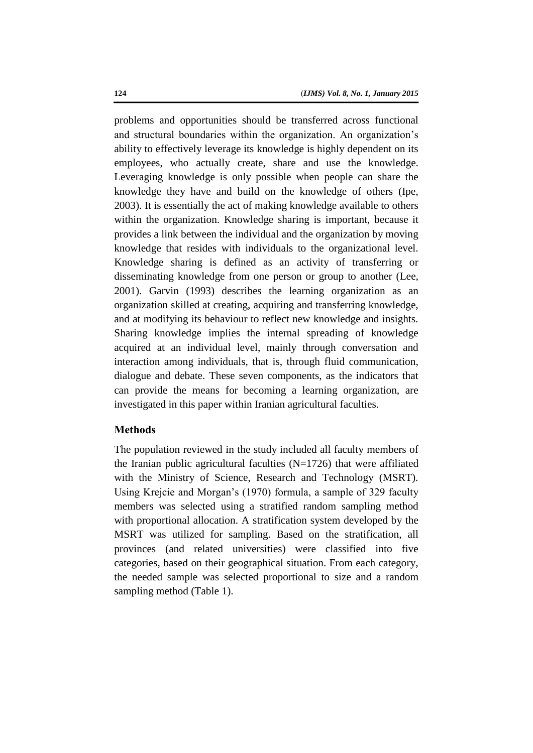problems and opportunities should be transferred across functional and structural boundaries within the organization. An organization's ability to effectively leverage its knowledge is highly dependent on its employees, who actually create, share and use the knowledge. Leveraging knowledge is only possible when people can share the knowledge they have and build on the knowledge of others (Ipe, 2003). It is essentially the act of making knowledge available to others within the organization. Knowledge sharing is important, because it provides a link between the individual and the organization by moving knowledge that resides with individuals to the organizational level. Knowledge sharing is defined as an activity of transferring or disseminating knowledge from one person or group to another (Lee, 2001). Garvin (1993) describes the learning organization as an organization skilled at creating, acquiring and transferring knowledge, and at modifying its behaviour to reflect new knowledge and insights. Sharing knowledge implies the internal spreading of knowledge acquired at an individual level, mainly through conversation and interaction among individuals, that is, through fluid communication, dialogue and debate. These seven components, as the indicators that can provide the means for becoming a learning organization, are investigated in this paper within Iranian agricultural faculties.

## Methods

The population reviewed in the study included all faculty members of the Iranian public agricultural faculties (N=1726) that were affiliated with the Ministry of Science, Research and Technology (MSRT). Using Krejcie and Morgan's (1970) formula, a sample of 329 faculty members was selected using a stratified random sampling method with proportional allocation. A stratification system developed by the MSRT was utilized for sampling. Based on the stratification, all provinces (and related universities) were classified into five categories, based on their geographical situation. From each category, the needed sample was selected proportional to size and a random sampling method (Table 1).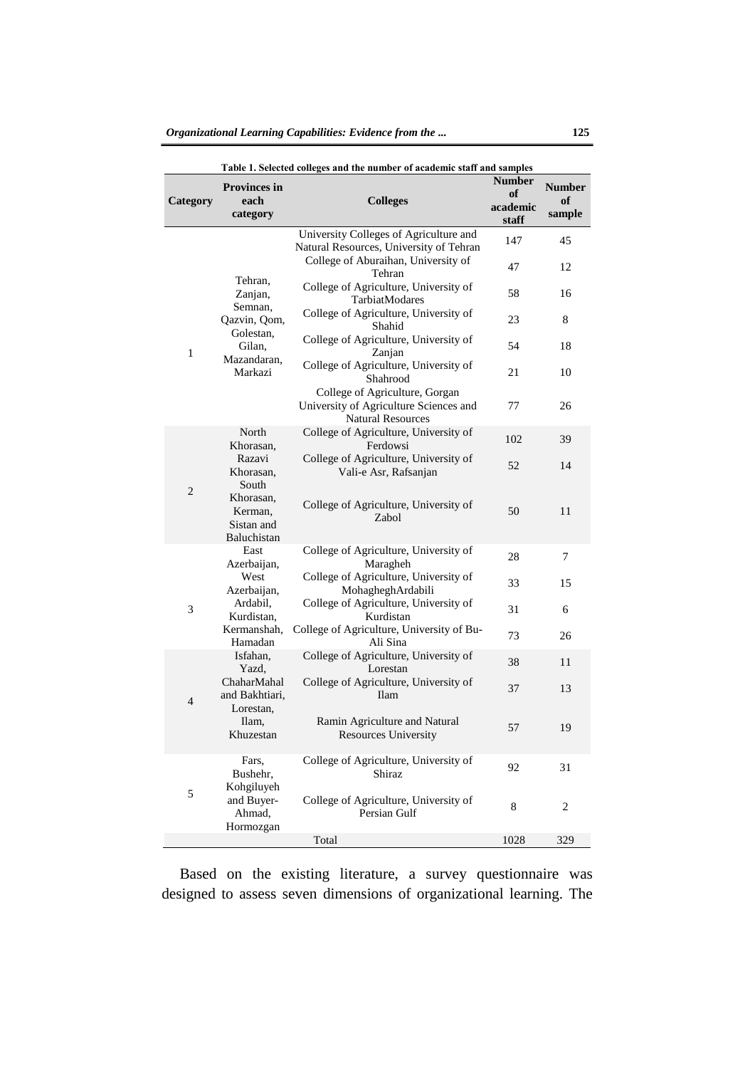Table 1. Selected colleges and the number of academic staff and samples

| Category | Provinces in each category | Colleges | Number of academic staff | Number of sample |
|---|---|---|---|---|
| 1 | Tehran, Zanjan, Semnan, Qazvin, Qom, Golestan, Gilan, Mazandaran, Markazi | University Colleges of Agriculture and Natural Resources, University of Tehran | 147 | 45 |
| | | College of Aburaihan, University of Tehran | 47 | 12 |
| | | College of Agriculture, University of TarbiatModares | 58 | 16 |
| | | College of Agriculture, University of Shahid | 23 | 8 |
| | | College of Agriculture, University of Zanjan | 54 | 18 |
| | | College of Agriculture, University of Shahrood | 21 | 10 |
| | | College of Agriculture, Gorgan University of Agriculture Sciences and Natural Resources | 77 | 26 |
| 2 | North Khorasan, Razavi Khorasan, South Khorasan, Kerman, Sistan and Baluchistan | College of Agriculture, University of Ferdowsi | 102 | 39 |
| | | College of Agriculture, University of Vali-e Asr, Rafsanjan | 52 | 14 |
| | | College of Agriculture, University of Zabol | 50 | 11 |
| 3 | East Azerbaijan, West Azerbaijan, Ardabil, Kurdistan, Kermanshah, Hamadan | College of Agriculture, University of Maragheh | 28 | 7 |
| | | College of Agriculture, University of MohagheghArdabili | 33 | 15 |
| | | College of Agriculture, University of Kurdistan | 31 | 6 |
| | | College of Agriculture, University of Bu-Ali Sina | 73 | 26 |
| 4 | Isfahan, Yazd, ChaharMahal and Bakhtiari, Lorestan, Ilam, Khuzestan | College of Agriculture, University of Lorestan | 38 | 11 |
| | | College of Agriculture, University of Ilam | 37 | 13 |
| | | Ramin Agriculture and Natural Resources University | 57 | 19 |
| 5 | Fars, Bushehr, Kohgiluyeh and Buyer-Ahmad, Hormozgan | College of Agriculture, University of Shiraz | 92 | 31 |
| | | College of Agriculture, University of Persian Gulf | 8 | 2 |
| | | Total | 1028 | 329 |

Based on the existing literature, a survey questionnaire was designed to assess seven dimensions of organizational learning. The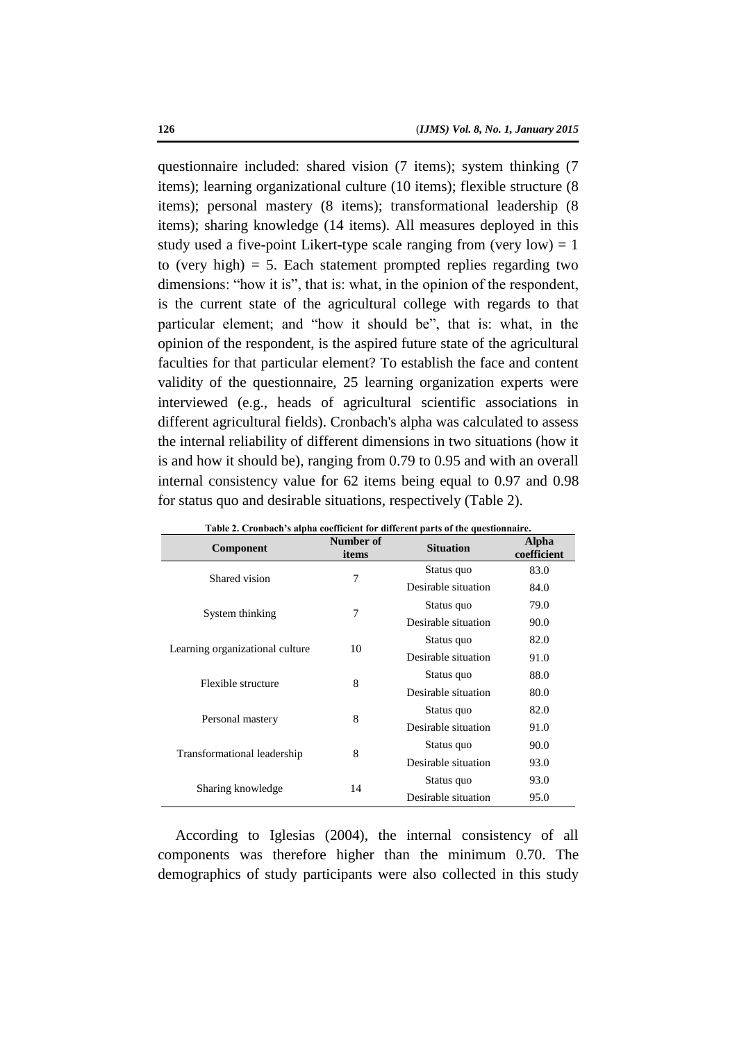questionnaire included: shared vision (7 items); system thinking (7 items); learning organizational culture (10 items); flexible structure (8 items); personal mastery (8 items); transformational leadership (8 items); sharing knowledge (14 items). All measures deployed in this study used a five-point Likert-type scale ranging from (very low) = 1 to (very high) = 5. Each statement prompted replies regarding two dimensions: "how it is", that is: what, in the opinion of the respondent, is the current state of the agricultural college with regards to that particular element; and "how it should be", that is: what, in the opinion of the respondent, is the aspired future state of the agricultural faculties for that particular element? To establish the face and content validity of the questionnaire, 25 learning organization experts were interviewed (e.g., heads of agricultural scientific associations in different agricultural fields). Cronbach's alpha was calculated to assess the internal reliability of different dimensions in two situations (how it is and how it should be), ranging from 0.79 to 0.95 and with an overall internal consistency value for 62 items being equal to 0.97 and 0.98 for status quo and desirable situations, respectively (Table 2).

**Table 2. Cronbach's alpha coefficient for different parts of the questionnaire.**

| Component | Number of items | Situation | Alpha coefficient |
|---|---|---|---|
| Shared vision | 7 | Status quo | 83.0 |
| | | Desirable situation | 84.0 |
| System thinking | 7 | Status quo | 79.0 |
| | | Desirable situation | 90.0 |
| Learning organizational culture | 10 | Status quo | 82.0 |
| | | Desirable situation | 91.0 |
| Flexible structure | 8 | Status quo | 88.0 |
| | | Desirable situation | 80.0 |
| Personal mastery | 8 | Status quo | 82.0 |
| | | Desirable situation | 91.0 |
| Transformational leadership | 8 | Status quo | 90.0 |
| | | Desirable situation | 93.0 |
| Sharing knowledge | 14 | Status quo | 93.0 |
| | | Desirable situation | 95.0 |

According to Iglesias (2004), the internal consistency of all components was therefore higher than the minimum 0.70. The demographics of study participants were also collected in this study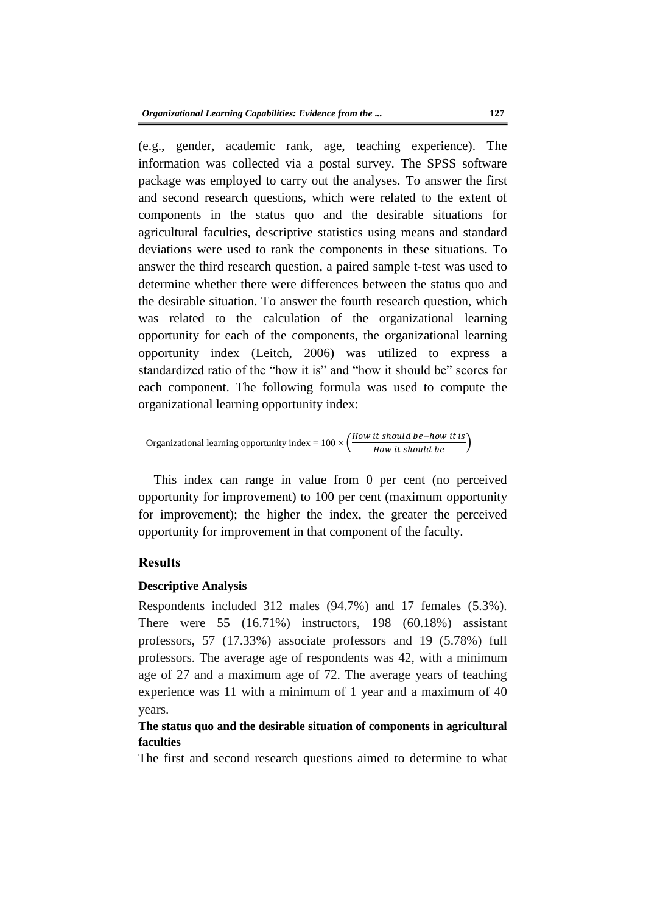(e.g., gender, academic rank, age, teaching experience). The information was collected via a postal survey. The SPSS software package was employed to carry out the analyses. To answer the first and second research questions, which were related to the extent of components in the status quo and the desirable situations for agricultural faculties, descriptive statistics using means and standard deviations were used to rank the components in these situations. To answer the third research question, a paired sample t-test was used to determine whether there were differences between the status quo and the desirable situation. To answer the fourth research question, which was related to the calculation of the organizational learning opportunity for each of the components, the organizational learning opportunity index (Leitch, 2006) was utilized to express a standardized ratio of the "how it is" and "how it should be" scores for each component. The following formula was used to compute the organizational learning opportunity index:

$$\text{Organizational learning opportunity index} = 100 \times \left(\frac{How\ it\ should\ be - how\ it\ is}{How\ it\ should\ be}\right)$$

This index can range in value from 0 per cent (no perceived opportunity for improvement) to 100 per cent (maximum opportunity for improvement); the higher the index, the greater the perceived opportunity for improvement in that component of the faculty.

## Results

### Descriptive Analysis

Respondents included 312 males (94.7%) and 17 females (5.3%). There were 55 (16.71%) instructors, 198 (60.18%) assistant professors, 57 (17.33%) associate professors and 19 (5.78%) full professors. The average age of respondents was 42, with a minimum age of 27 and a maximum age of 72. The average years of teaching experience was 11 with a minimum of 1 year and a maximum of 40 years.

### The status quo and the desirable situation of components in agricultural faculties

The first and second research questions aimed to determine to what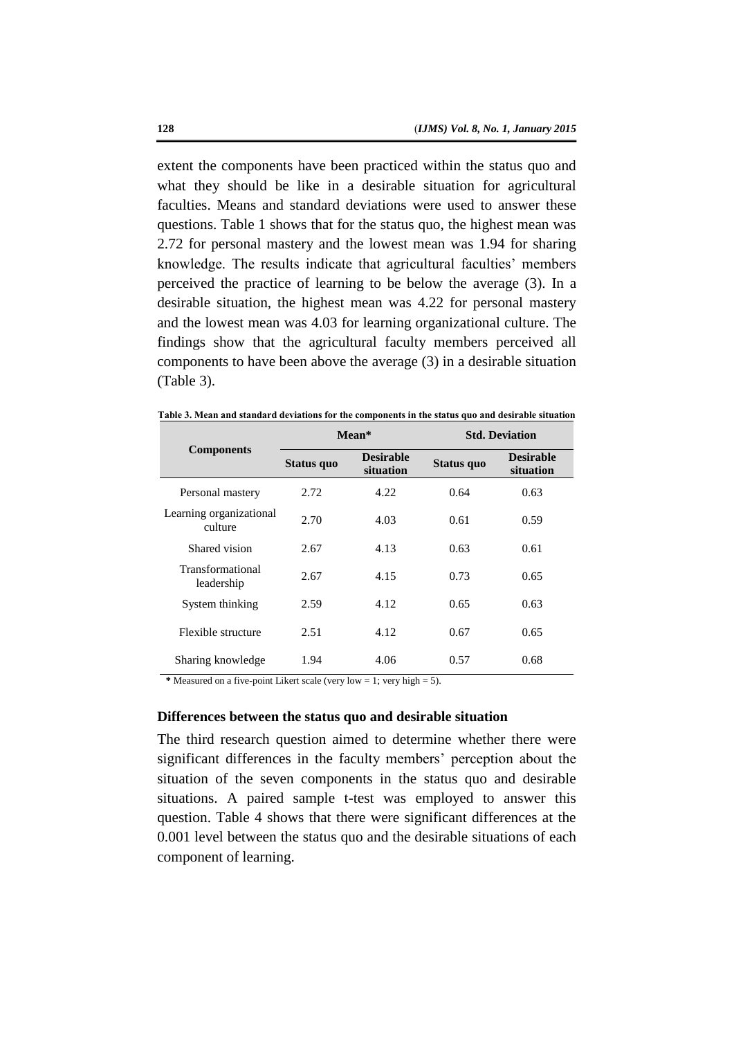extent the components have been practiced within the status quo and what they should be like in a desirable situation for agricultural faculties. Means and standard deviations were used to answer these questions. Table 1 shows that for the status quo, the highest mean was 2.72 for personal mastery and the lowest mean was 1.94 for sharing knowledge. The results indicate that agricultural faculties' members perceived the practice of learning to be below the average (3). In a desirable situation, the highest mean was 4.22 for personal mastery and the lowest mean was 4.03 for learning organizational culture. The findings show that the agricultural faculty members perceived all components to have been above the average (3) in a desirable situation (Table 3).

**Table 3. Mean and standard deviations for the components in the status quo and desirable situation**

| Components | Mean* | | Std. Deviation | |
|---|---|---|---|---|
| | Status quo | Desirable situation | Status quo | Desirable situation |
| Personal mastery | 2.72 | 4.22 | 0.64 | 0.63 |
| Learning organizational culture | 2.70 | 4.03 | 0.61 | 0.59 |
| Shared vision | 2.67 | 4.13 | 0.63 | 0.61 |
| Transformational leadership | 2.67 | 4.15 | 0.73 | 0.65 |
| System thinking | 2.59 | 4.12 | 0.65 | 0.63 |
| Flexible structure | 2.51 | 4.12 | 0.67 | 0.65 |
| Sharing knowledge | 1.94 | 4.06 | 0.57 | 0.68 |

* Measured on a five-point Likert scale (very low = 1; very high = 5).

### Differences between the status quo and desirable situation

The third research question aimed to determine whether there were significant differences in the faculty members' perception about the situation of the seven components in the status quo and desirable situations. A paired sample t-test was employed to answer this question. Table 4 shows that there were significant differences at the 0.001 level between the status quo and the desirable situations of each component of learning.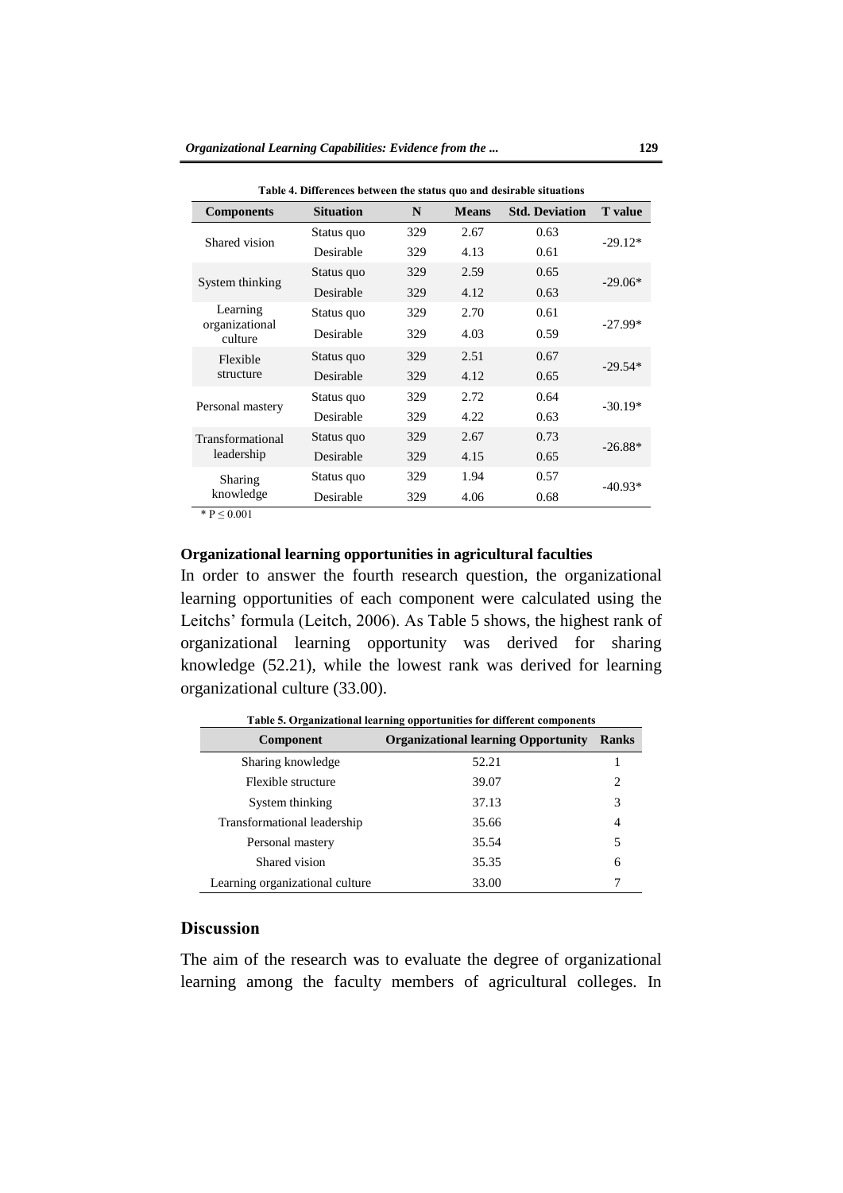**Table 4. Differences between the status quo and desirable situations**

| Components | Situation | N | Means | Std. Deviation | T value |
|---|---|---|---|---|---|
| Shared vision | Status quo | 329 | 2.67 | 0.63 | -29.12* |
| | Desirable | 329 | 4.13 | 0.61 | |
| System thinking | Status quo | 329 | 2.59 | 0.65 | -29.06* |
| | Desirable | 329 | 4.12 | 0.63 | |
| Learning organizational culture | Status quo | 329 | 2.70 | 0.61 | -27.99* |
| | Desirable | 329 | 4.03 | 0.59 | |
| Flexible structure | Status quo | 329 | 2.51 | 0.67 | -29.54* |
| | Desirable | 329 | 4.12 | 0.65 | |
| Personal mastery | Status quo | 329 | 2.72 | 0.64 | -30.19* |
| | Desirable | 329 | 4.22 | 0.63 | |
| Transformational leadership | Status quo | 329 | 2.67 | 0.73 | -26.88* |
| | Desirable | 329 | 4.15 | 0.65 | |
| Sharing knowledge | Status quo | 329 | 1.94 | 0.57 | -40.93* |
| | Desirable | 329 | 4.06 | 0.68 | |

* $P \leq 0.001$

**Organizational learning opportunities in agricultural faculties**

In order to answer the fourth research question, the organizational learning opportunities of each component were calculated using the Leitchs' formula (Leitch, 2006). As Table 5 shows, the highest rank of organizational learning opportunity was derived for sharing knowledge (52.21), while the lowest rank was derived for learning organizational culture (33.00).

**Table 5. Organizational learning opportunities for different components**

| Component | Organizational learning Opportunity | Ranks |
|---|---|---|
| Sharing knowledge | 52.21 | 1 |
| Flexible structure | 39.07 | 2 |
| System thinking | 37.13 | 3 |
| Transformational leadership | 35.66 | 4 |
| Personal mastery | 35.54 | 5 |
| Shared vision | 35.35 | 6 |
| Learning organizational culture | 33.00 | 7 |

## Discussion

The aim of the research was to evaluate the degree of organizational learning among the faculty members of agricultural colleges. In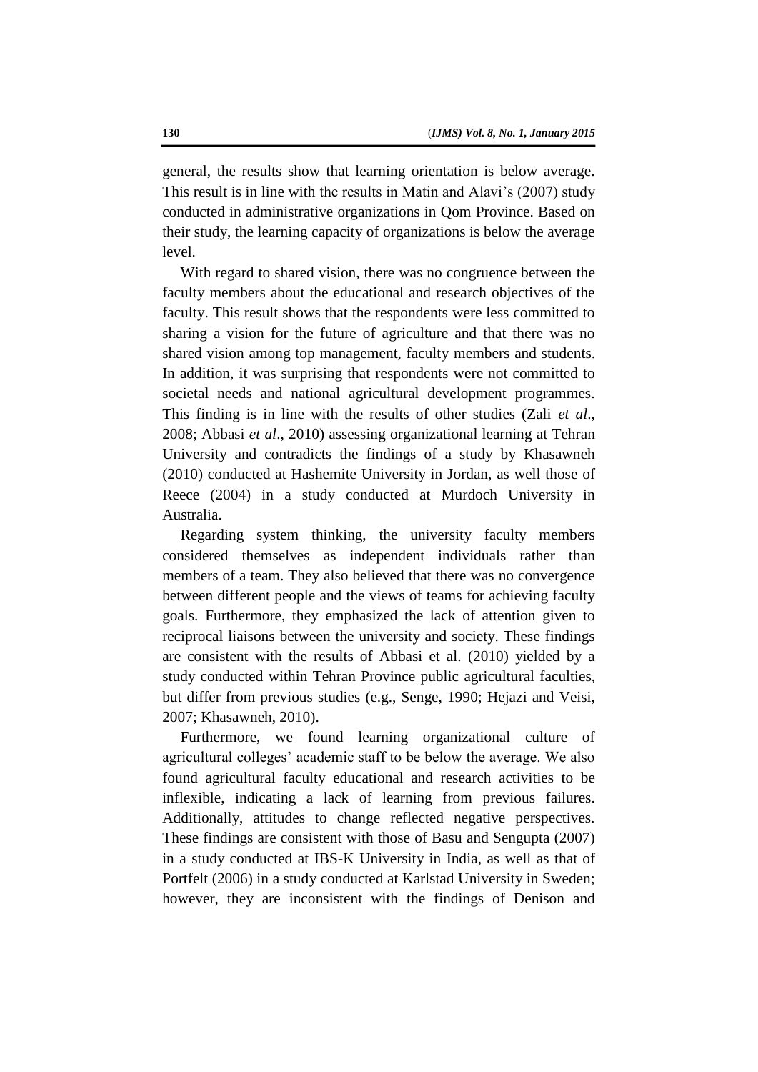general, the results show that learning orientation is below average. This result is in line with the results in Matin and Alavi's (2007) study conducted in administrative organizations in Qom Province. Based on their study, the learning capacity of organizations is below the average level.

With regard to shared vision, there was no congruence between the faculty members about the educational and research objectives of the faculty. This result shows that the respondents were less committed to sharing a vision for the future of agriculture and that there was no shared vision among top management, faculty members and students. In addition, it was surprising that respondents were not committed to societal needs and national agricultural development programmes. This finding is in line with the results of other studies (Zali *et al*., 2008; Abbasi *et al*., 2010) assessing organizational learning at Tehran University and contradicts the findings of a study by Khasawneh (2010) conducted at Hashemite University in Jordan, as well those of Reece (2004) in a study conducted at Murdoch University in Australia.

Regarding system thinking, the university faculty members considered themselves as independent individuals rather than members of a team. They also believed that there was no convergence between different people and the views of teams for achieving faculty goals. Furthermore, they emphasized the lack of attention given to reciprocal liaisons between the university and society. These findings are consistent with the results of Abbasi et al. (2010) yielded by a study conducted within Tehran Province public agricultural faculties, but differ from previous studies (e.g., Senge, 1990; Hejazi and Veisi, 2007; Khasawneh, 2010).

Furthermore, we found learning organizational culture of agricultural colleges' academic staff to be below the average. We also found agricultural faculty educational and research activities to be inflexible, indicating a lack of learning from previous failures. Additionally, attitudes to change reflected negative perspectives. These findings are consistent with those of Basu and Sengupta (2007) in a study conducted at IBS-K University in India, as well as that of Portfelt (2006) in a study conducted at Karlstad University in Sweden; however, they are inconsistent with the findings of Denison and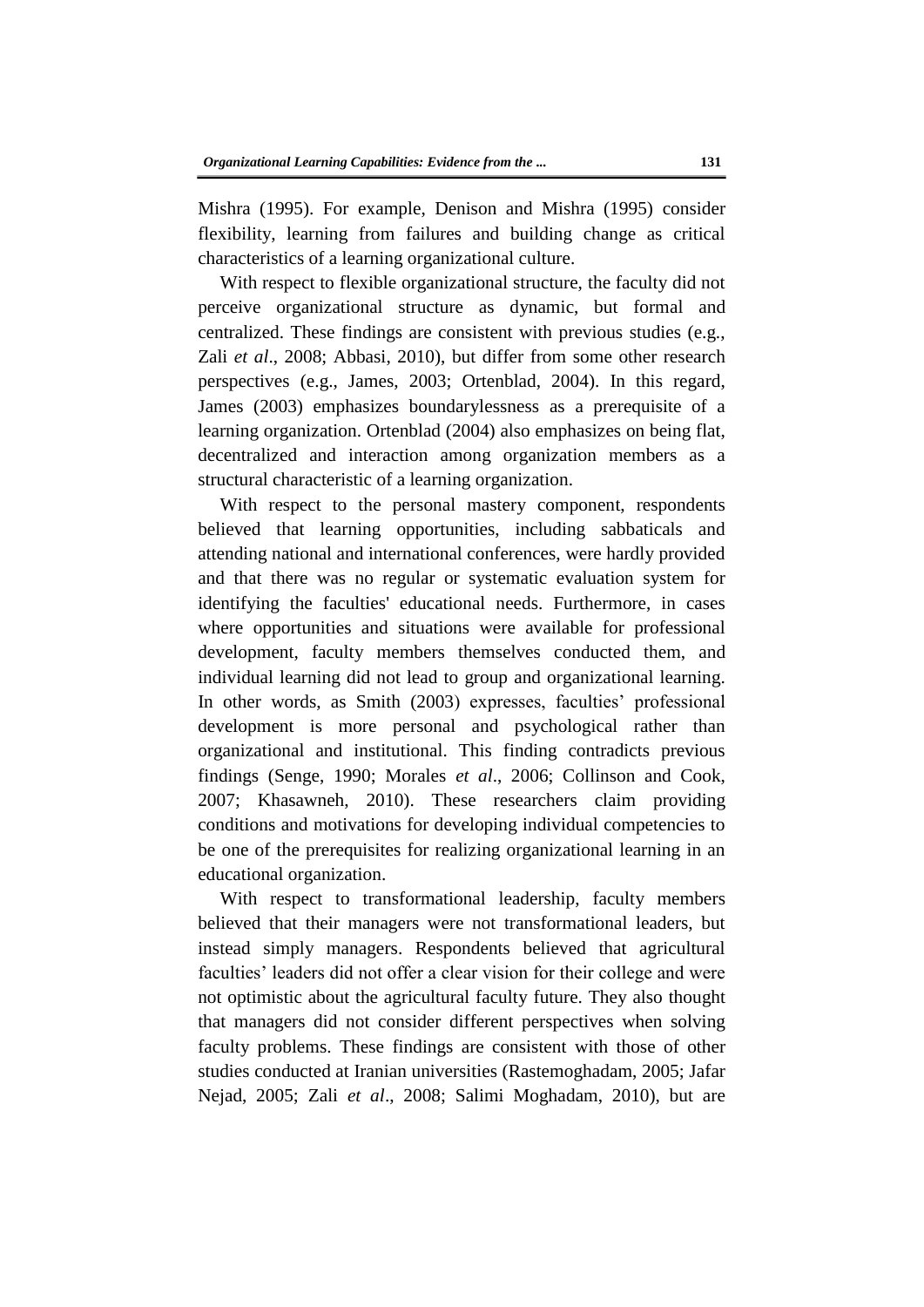Mishra (1995). For example, Denison and Mishra (1995) consider flexibility, learning from failures and building change as critical characteristics of a learning organizational culture.

With respect to flexible organizational structure, the faculty did not perceive organizational structure as dynamic, but formal and centralized. These findings are consistent with previous studies (e.g., Zali *et al*., 2008; Abbasi, 2010), but differ from some other research perspectives (e.g., James, 2003; Ortenblad, 2004). In this regard, James (2003) emphasizes boundarylessness as a prerequisite of a learning organization. Ortenblad (2004) also emphasizes on being flat, decentralized and interaction among organization members as a structural characteristic of a learning organization.

With respect to the personal mastery component, respondents believed that learning opportunities, including sabbaticals and attending national and international conferences, were hardly provided and that there was no regular or systematic evaluation system for identifying the faculties' educational needs. Furthermore, in cases where opportunities and situations were available for professional development, faculty members themselves conducted them, and individual learning did not lead to group and organizational learning. In other words, as Smith (2003) expresses, faculties' professional development is more personal and psychological rather than organizational and institutional. This finding contradicts previous findings (Senge, 1990; Morales *et al*., 2006; Collinson and Cook, 2007; Khasawneh, 2010). These researchers claim providing conditions and motivations for developing individual competencies to be one of the prerequisites for realizing organizational learning in an educational organization.

With respect to transformational leadership, faculty members believed that their managers were not transformational leaders, but instead simply managers. Respondents believed that agricultural faculties' leaders did not offer a clear vision for their college and were not optimistic about the agricultural faculty future. They also thought that managers did not consider different perspectives when solving faculty problems. These findings are consistent with those of other studies conducted at Iranian universities (Rastemoghadam, 2005; Jafar Nejad, 2005; Zali *et al*., 2008; Salimi Moghadam, 2010), but are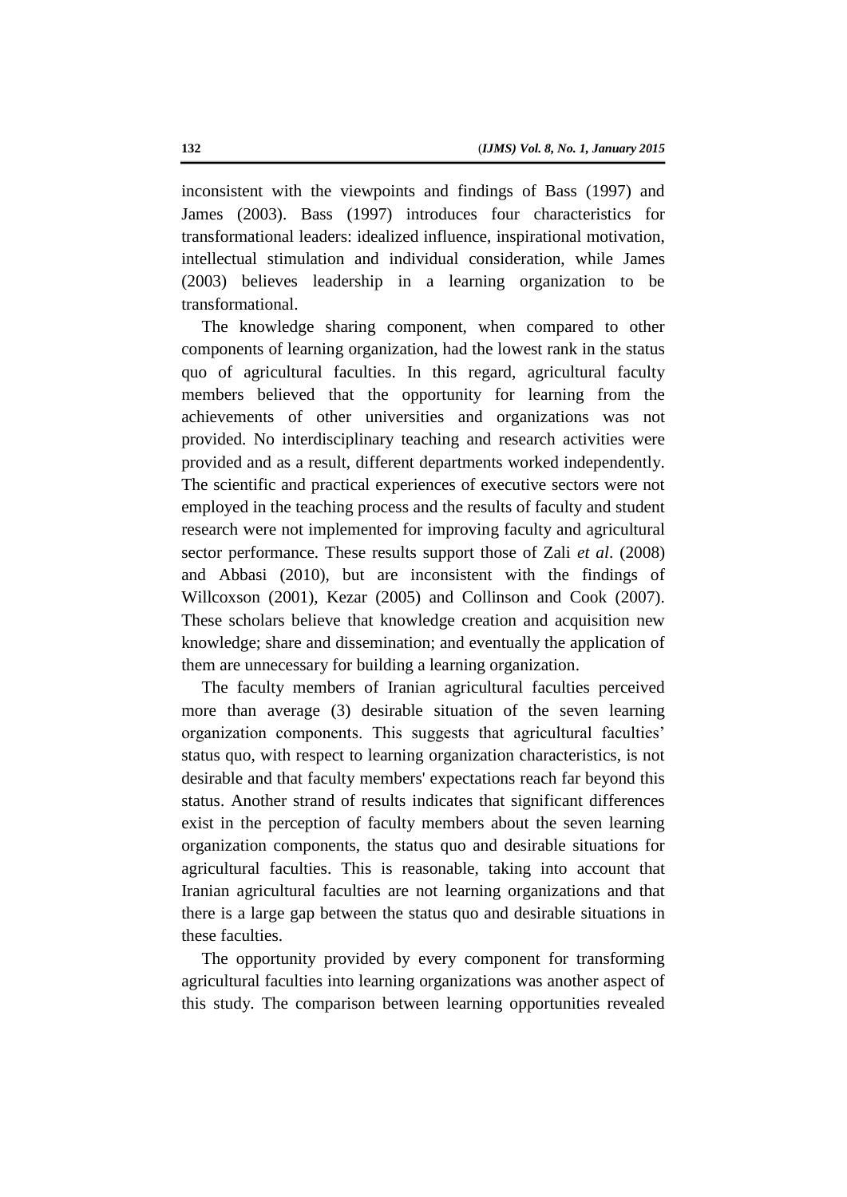inconsistent with the viewpoints and findings of Bass (1997) and James (2003). Bass (1997) introduces four characteristics for transformational leaders: idealized influence, inspirational motivation, intellectual stimulation and individual consideration, while James (2003) believes leadership in a learning organization to be transformational.

The knowledge sharing component, when compared to other components of learning organization, had the lowest rank in the status quo of agricultural faculties. In this regard, agricultural faculty members believed that the opportunity for learning from the achievements of other universities and organizations was not provided. No interdisciplinary teaching and research activities were provided and as a result, different departments worked independently. The scientific and practical experiences of executive sectors were not employed in the teaching process and the results of faculty and student research were not implemented for improving faculty and agricultural sector performance. These results support those of Zali *et al*. (2008) and Abbasi (2010), but are inconsistent with the findings of Willcoxson (2001), Kezar (2005) and Collinson and Cook (2007). These scholars believe that knowledge creation and acquisition new knowledge; share and dissemination; and eventually the application of them are unnecessary for building a learning organization.

The faculty members of Iranian agricultural faculties perceived more than average (3) desirable situation of the seven learning organization components. This suggests that agricultural faculties' status quo, with respect to learning organization characteristics, is not desirable and that faculty members' expectations reach far beyond this status. Another strand of results indicates that significant differences exist in the perception of faculty members about the seven learning organization components, the status quo and desirable situations for agricultural faculties. This is reasonable, taking into account that Iranian agricultural faculties are not learning organizations and that there is a large gap between the status quo and desirable situations in these faculties.

The opportunity provided by every component for transforming agricultural faculties into learning organizations was another aspect of this study. The comparison between learning opportunities revealed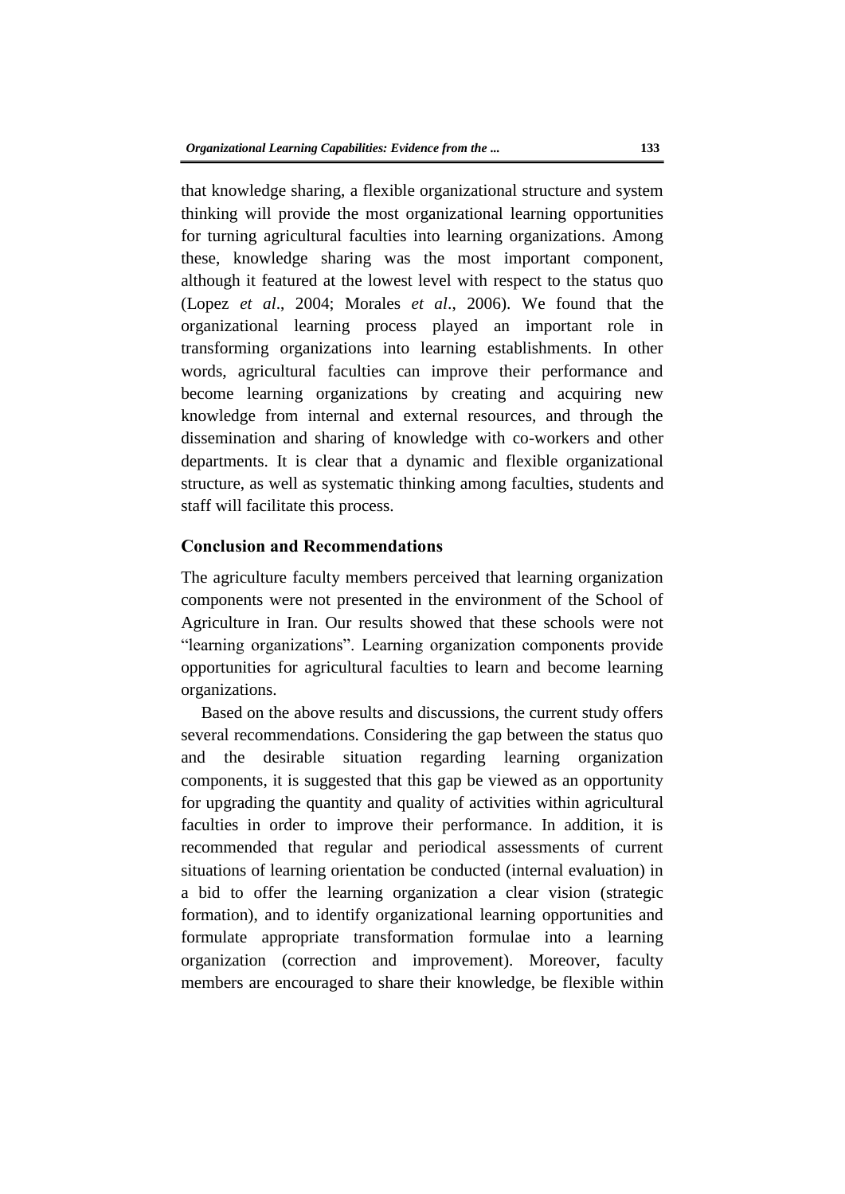that knowledge sharing, a flexible organizational structure and system thinking will provide the most organizational learning opportunities for turning agricultural faculties into learning organizations. Among these, knowledge sharing was the most important component, although it featured at the lowest level with respect to the status quo (Lopez *et al*., 2004; Morales *et al*., 2006). We found that the organizational learning process played an important role in transforming organizations into learning establishments. In other words, agricultural faculties can improve their performance and become learning organizations by creating and acquiring new knowledge from internal and external resources, and through the dissemination and sharing of knowledge with co-workers and other departments. It is clear that a dynamic and flexible organizational structure, as well as systematic thinking among faculties, students and staff will facilitate this process.

## Conclusion and Recommendations

The agriculture faculty members perceived that learning organization components were not presented in the environment of the School of Agriculture in Iran. Our results showed that these schools were not "learning organizations". Learning organization components provide opportunities for agricultural faculties to learn and become learning organizations.

Based on the above results and discussions, the current study offers several recommendations. Considering the gap between the status quo and the desirable situation regarding learning organization components, it is suggested that this gap be viewed as an opportunity for upgrading the quantity and quality of activities within agricultural faculties in order to improve their performance. In addition, it is recommended that regular and periodical assessments of current situations of learning orientation be conducted (internal evaluation) in a bid to offer the learning organization a clear vision (strategic formation), and to identify organizational learning opportunities and formulate appropriate transformation formulae into a learning organization (correction and improvement). Moreover, faculty members are encouraged to share their knowledge, be flexible within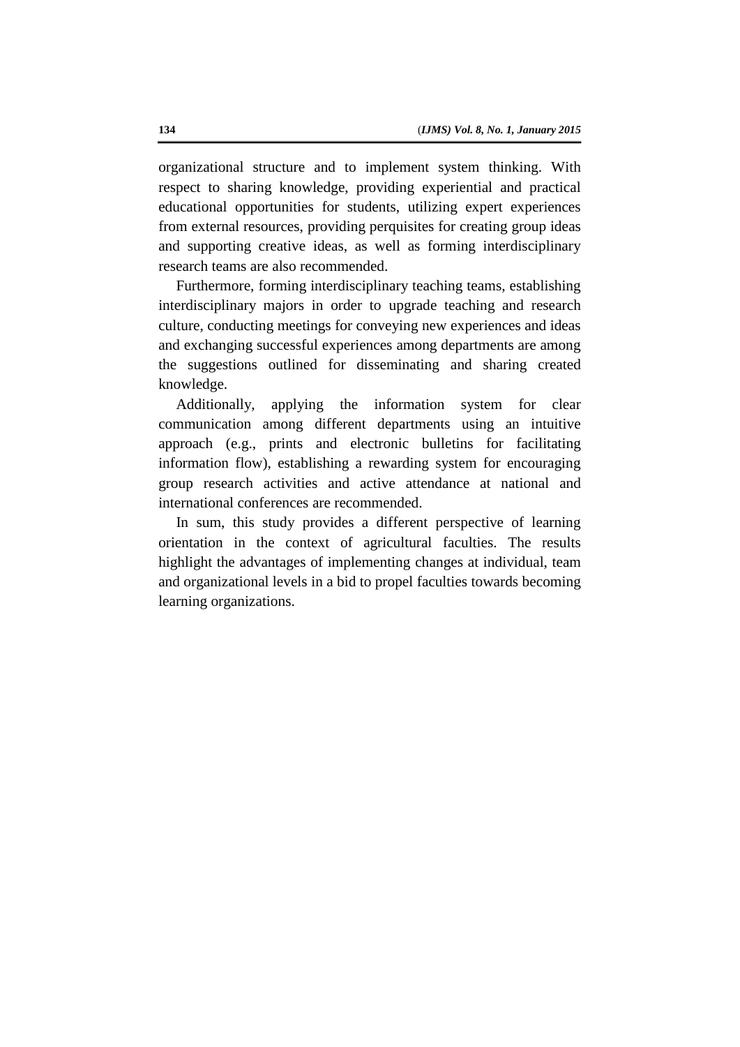organizational structure and to implement system thinking. With respect to sharing knowledge, providing experiential and practical educational opportunities for students, utilizing expert experiences from external resources, providing perquisites for creating group ideas and supporting creative ideas, as well as forming interdisciplinary research teams are also recommended.

Furthermore, forming interdisciplinary teaching teams, establishing interdisciplinary majors in order to upgrade teaching and research culture, conducting meetings for conveying new experiences and ideas and exchanging successful experiences among departments are among the suggestions outlined for disseminating and sharing created knowledge.

Additionally, applying the information system for clear communication among different departments using an intuitive approach (e.g., prints and electronic bulletins for facilitating information flow), establishing a rewarding system for encouraging group research activities and active attendance at national and international conferences are recommended.

In sum, this study provides a different perspective of learning orientation in the context of agricultural faculties. The results highlight the advantages of implementing changes at individual, team and organizational levels in a bid to propel faculties towards becoming learning organizations.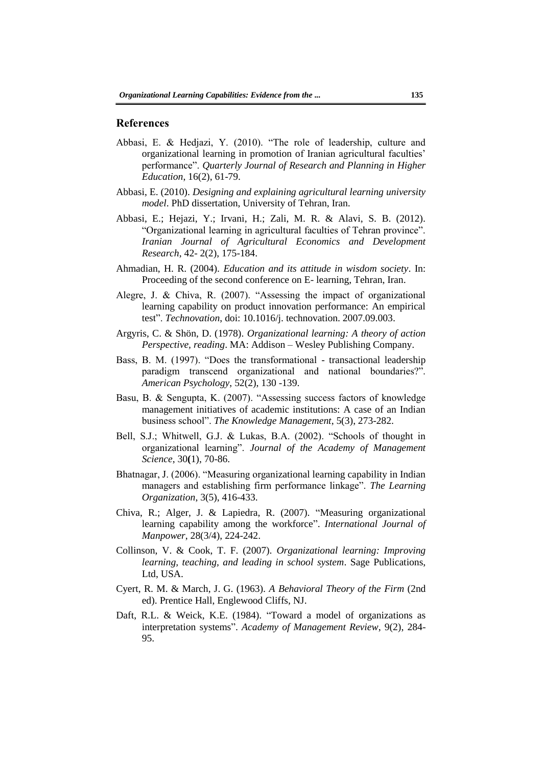## References

Abbasi, E. & Hedjazi, Y. (2010). "The role of leadership, culture and organizational learning in promotion of Iranian agricultural faculties' performance". *Quarterly Journal of Research and Planning in Higher Education*, 16(2), 61-79.

Abbasi, E. (2010). *Designing and explaining agricultural learning university model*. PhD dissertation, University of Tehran, Iran.

Abbasi, E.; Hejazi, Y.; Irvani, H.; Zali, M. R. & Alavi, S. B. (2012). "Organizational learning in agricultural faculties of Tehran province". *Iranian Journal of Agricultural Economics and Development Research*, 42- 2(2), 175-184.

Ahmadian, H. R. (2004). *Education and its attitude in wisdom society*. In: Proceeding of the second conference on E- learning, Tehran, Iran.

Alegre, J. & Chiva, R. (2007). "Assessing the impact of organizational learning capability on product innovation performance: An empirical test". *Technovation*, doi: 10.1016/j. technovation. 2007.09.003.

Argyris, C. & Shön, D. (1978). *Organizational learning: A theory of action Perspective, reading*. MA: Addison – Wesley Publishing Company.

Bass, B. M. (1997). "Does the transformational - transactional leadership paradigm transcend organizational and national boundaries?". *American Psychology*, 52(2), 130 -139.

Basu, B. & Sengupta, K. (2007). "Assessing success factors of knowledge management initiatives of academic institutions: A case of an Indian business school". *The Knowledge Management*, 5(3), 273-282.

Bell, S.J.; Whitwell, G.J. & Lukas, B.A. (2002). "Schools of thought in organizational learning". *Journal of the Academy of Management Science*, 30**(**1), 70-86.

Bhatnagar, J. (2006). "Measuring organizational learning capability in Indian managers and establishing firm performance linkage". *The Learning Organization*, 3(5), 416-433.

Chiva, R.; Alger, J. & Lapiedra, R. (2007). "Measuring organizational learning capability among the workforce". *International Journal of Manpower*, 28(3/4), 224-242.

Collinson, V. & Cook, T. F. (2007). *Organizational learning: Improving learning, teaching, and leading in school system*. Sage Publications, Ltd, USA.

Cyert, R. M. & March, J. G. (1963). *A Behavioral Theory of the Firm* (2nd ed). Prentice Hall, Englewood Cliffs, NJ.

Daft, R.L. & Weick, K.E. (1984). "Toward a model of organizations as interpretation systems". *Academy of Management Review*, 9(2), 284-95.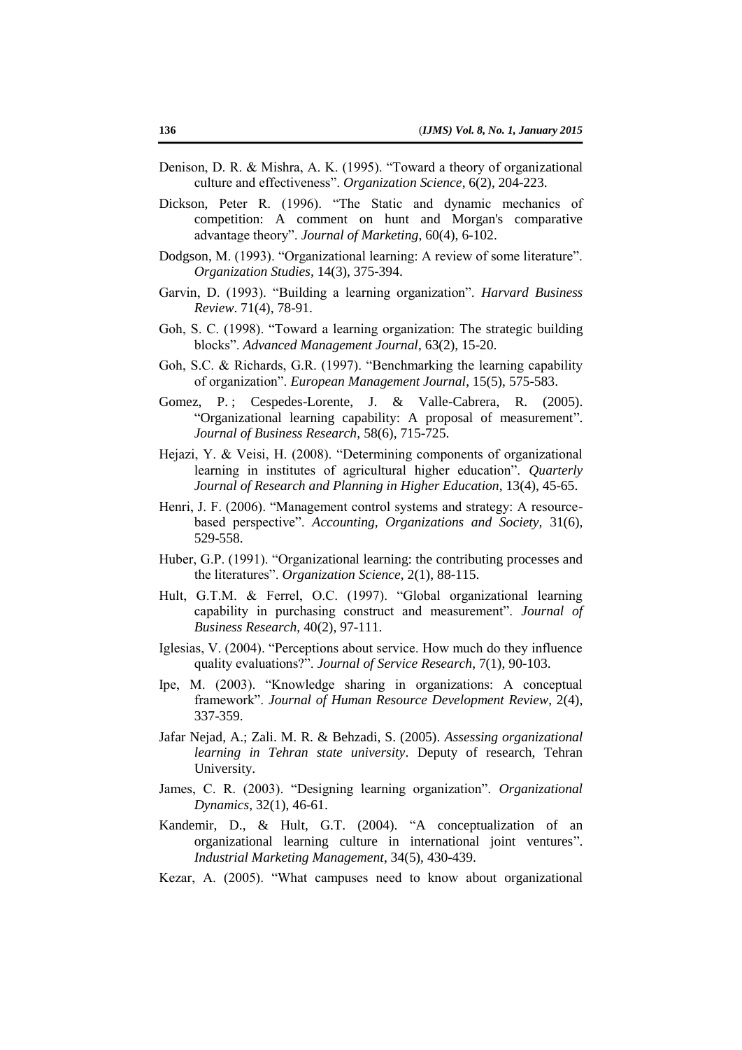Denison, D. R. & Mishra, A. K. (1995). "Toward a theory of organizational culture and effectiveness". *Organization Science*, 6(2), 204-223.

Dickson, Peter R. (1996). "The Static and dynamic mechanics of competition: A comment on hunt and Morgan's comparative advantage theory". *Journal of Marketing*, 60(4), 6-102.

Dodgson, M. (1993). "Organizational learning: A review of some literature". *Organization Studies*, 14(3), 375-394.

Garvin, D. (1993). "Building a learning organization". *Harvard Business Review*. 71(4), 78-91.

Goh, S. C. (1998). "Toward a learning organization: The strategic building blocks". *Advanced Management Journal*, 63(2), 15-20.

Goh, S.C. & Richards, G.R. (1997). "Benchmarking the learning capability of organization". *European Management Journal*, 15(5), 575-583.

Gomez, P. ; Cespedes-Lorente, J. & Valle-Cabrera, R. (2005). "Organizational learning capability: A proposal of measurement". *Journal of Business Research*, 58(6), 715-725.

Hejazi, Y. & Veisi, H. (2008). "Determining components of organizational learning in institutes of agricultural higher education". *Quarterly Journal of Research and Planning in Higher Education*, 13(4), 45-65.

Henri, J. F. (2006). "Management control systems and strategy: A resource-based perspective". *Accounting, Organizations and Society*, 31(6), 529-558.

Huber, G.P. (1991). "Organizational learning: the contributing processes and the literatures". *Organization Science*, 2(1), 88-115.

Hult, G.T.M. & Ferrel, O.C. (1997). "Global organizational learning capability in purchasing construct and measurement". *Journal of Business Research*, 40(2), 97-111.

Iglesias, V. (2004). "Perceptions about service. How much do they influence quality evaluations?". *Journal of Service Research*, 7(1), 90-103.

Ipe, M. (2003). "Knowledge sharing in organizations: A conceptual framework". *Journal of Human Resource Development Review*, 2(4), 337-359.

Jafar Nejad, A.; Zali. M. R. & Behzadi, S. (2005). *Assessing organizational learning in Tehran state university*. Deputy of research, Tehran University.

James, C. R. (2003). "Designing learning organization". *Organizational Dynamics*, 32(1), 46-61.

Kandemir, D., & Hult, G.T. (2004). "A conceptualization of an organizational learning culture in international joint ventures". *Industrial Marketing Management*, 34(5), 430-439.

Kezar, A. (2005). "What campuses need to know about organizational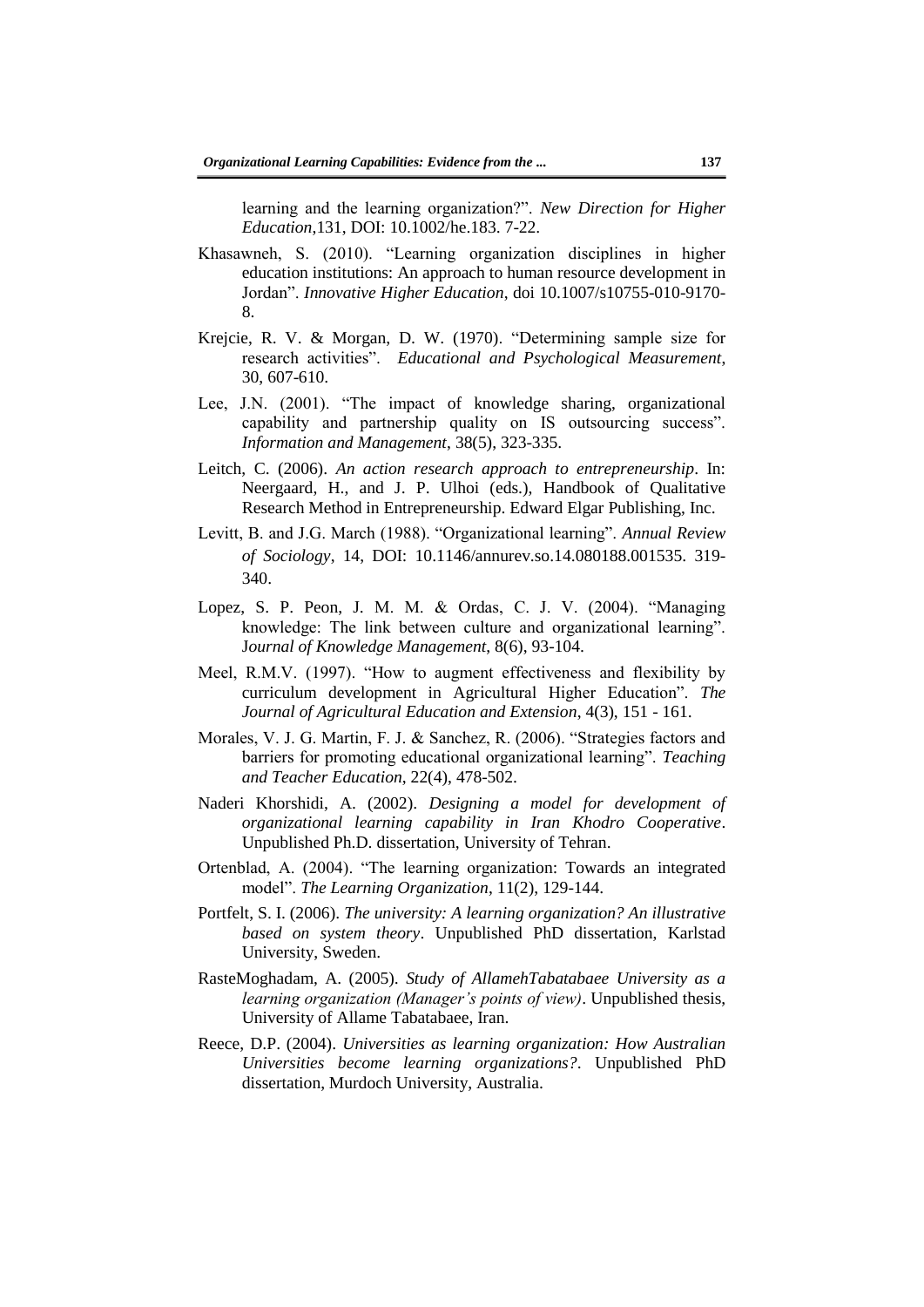learning and the learning organization?". *New Direction for Higher Education*,131, DOI: 10.1002/he.183. 7-22.

Khasawneh, S. (2010). "Learning organization disciplines in higher education institutions: An approach to human resource development in Jordan". *Innovative Higher Education*, doi 10.1007/s10755-010-9170-8.

Krejcie, R. V. & Morgan, D. W. (1970). "Determining sample size for research activities". *Educational and Psychological Measurement*, 30, 607-610.

Lee, J.N. (2001). "The impact of knowledge sharing, organizational capability and partnership quality on IS outsourcing success". *Information and Management*, 38(5), 323-335.

Leitch, C. (2006). *An action research approach to entrepreneurship*. In: Neergaard, H., and J. P. Ulhoi (eds.), Handbook of Qualitative Research Method in Entrepreneurship. Edward Elgar Publishing, Inc.

Levitt, B. and J.G. March (1988). "Organizational learning". *Annual Review of Sociology*, 14, DOI: 10.1146/annurev.so.14.080188.001535. 319-340.

Lopez, S. P. Peon, J. M. M. & Ordas, C. J. V. (2004). "Managing knowledge: The link between culture and organizational learning". *Journal of Knowledge Management*, 8(6), 93-104.

Meel, R.M.V. (1997). "How to augment effectiveness and flexibility by curriculum development in Agricultural Higher Education". *The Journal of Agricultural Education and Extension*, 4(3), 151 - 161.

Morales, V. J. G. Martin, F. J. & Sanchez, R. (2006). "Strategies factors and barriers for promoting educational organizational learning". *Teaching and Teacher Education*, 22(4), 478-502.

Naderi Khorshidi, A. (2002). *Designing a model for development of organizational learning capability in Iran Khodro Cooperative*. Unpublished Ph.D. dissertation, University of Tehran.

Ortenblad, A. (2004). "The learning organization: Towards an integrated model". *The Learning Organization*, 11(2), 129-144.

Portfelt, S. I. (2006). *The university: A learning organization? An illustrative based on system theory*. Unpublished PhD dissertation, Karlstad University, Sweden.

RasteMoghadam, A. (2005). *Study of AllamehTabatabaee University as a learning organization (Manager's points of view)*. Unpublished thesis, University of Allame Tabatabaee, Iran.

Reece, D.P. (2004). *Universities as learning organization: How Australian Universities become learning organizations?*. Unpublished PhD dissertation, Murdoch University, Australia.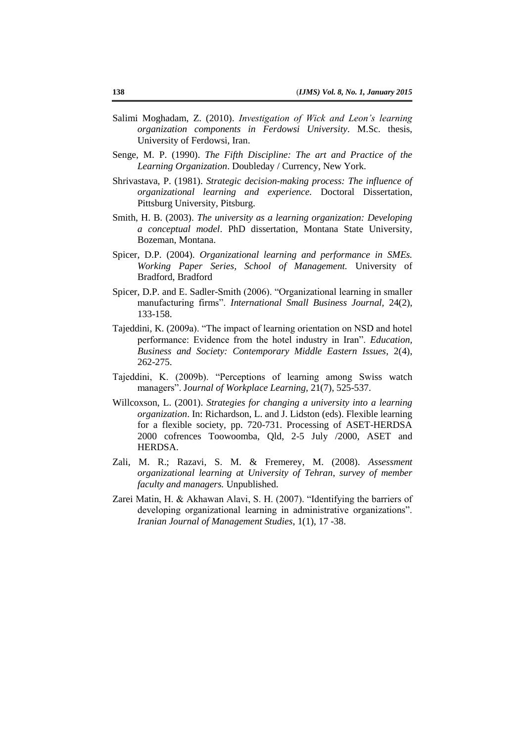Salimi Moghadam, Z. (2010). *Investigation of Wick and Leon's learning organization components in Ferdowsi University*. M.Sc. thesis, University of Ferdowsi, Iran.

Senge, M. P. (1990). *The Fifth Discipline: The art and Practice of the Learning Organization*. Doubleday / Currency, New York.

Shrivastava, P. (1981). *Strategic decision-making process: The influence of organizational learning and experience.* Doctoral Dissertation, Pittsburg University, Pitsburg.

Smith, H. B. (2003). *The university as a learning organization: Developing a conceptual model*. PhD dissertation, Montana State University, Bozeman, Montana.

Spicer, D.P. (2004). *Organizational learning and performance in SMEs. Working Paper Series, School of Management.* University of Bradford, Bradford

Spicer, D.P. and E. Sadler-Smith (2006). "Organizational learning in smaller manufacturing firms". *International Small Business Journal,* 24(2), 133-158.

Tajeddini, K. (2009a). "The impact of learning orientation on NSD and hotel performance: Evidence from the hotel industry in Iran". *Education, Business and Society: Contemporary Middle Eastern Issues*, 2(4), 262-275.

Tajeddini, K. (2009b). "Perceptions of learning among Swiss watch managers". J*ournal of Workplace Learning,* 21(7), 525-537.

Willcoxson, L. (2001). *Strategies for changing a university into a learning organization*. In: Richardson, L. and J. Lidston (eds). Flexible learning for a flexible society, pp. 720-731. Processing of ASET-HERDSA 2000 cofrences Toowoomba, Qld, 2-5 July /2000, ASET and HERDSA.

Zali, M. R.; Razavi, S. M. & Fremerey, M. (2008). *Assessment organizational learning at University of Tehran, survey of member faculty and managers.* Unpublished.

Zarei Matin, H. & Akhawan Alavi, S. H. (2007). "Identifying the barriers of developing organizational learning in administrative organizations". *Iranian Journal of Management Studies*, 1(1), 17 -38.